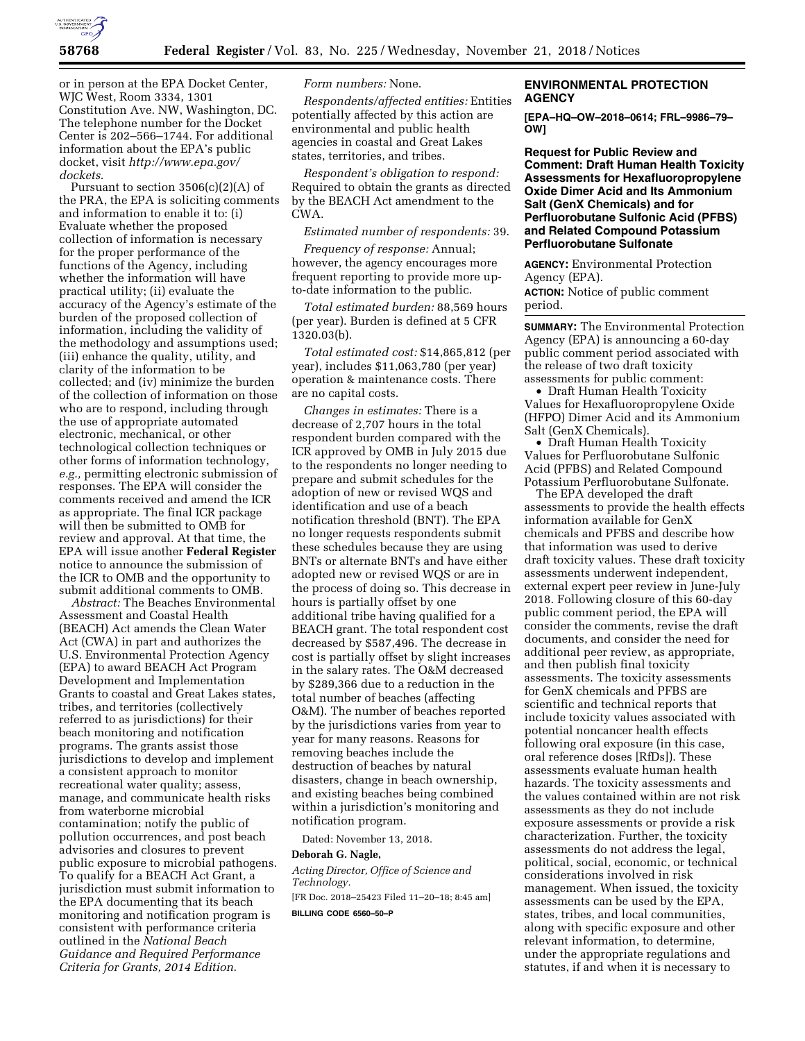or in person at the EPA Docket Center, WJC West, Room 3334, 1301 Constitution Ave. NW, Washington, DC. The telephone number for the Docket Center is 202–566–1744. For additional information about the EPA's public docket, visit *http://www.epa.gov/dockets*.

Pursuant to section 3506(c)(2)(A) of the PRA, the EPA is soliciting comments and information to enable it to: (i) Evaluate whether the proposed collection of information is necessary for the proper performance of the functions of the Agency, including whether the information will have practical utility; (ii) evaluate the accuracy of the Agency's estimate of the burden of the proposed collection of information, including the validity of the methodology and assumptions used; (iii) enhance the quality, utility, and clarity of the information to be collected; and (iv) minimize the burden of the collection of information on those who are to respond, including through the use of appropriate automated electronic, mechanical, or other technological collection techniques or other forms of information technology, *e.g.,* permitting electronic submission of responses. The EPA will consider the comments received and amend the ICR as appropriate. The final ICR package will then be submitted to OMB for review and approval. At that time, the EPA will issue another **Federal Register** notice to announce the submission of the ICR to OMB and the opportunity to submit additional comments to OMB.

*Abstract:* The Beaches Environmental Assessment and Coastal Health (BEACH) Act amends the Clean Water Act (CWA) in part and authorizes the U.S. Environmental Protection Agency (EPA) to award BEACH Act Program Development and Implementation Grants to coastal and Great Lakes states, tribes, and territories (collectively referred to as jurisdictions) for their beach monitoring and notification programs. The grants assist those jurisdictions to develop and implement a consistent approach to monitor recreational water quality; assess, manage, and communicate health risks from waterborne microbial contamination; notify the public of pollution occurrences, and post beach advisories and closures to prevent public exposure to microbial pathogens. To qualify for a BEACH Act Grant, a jurisdiction must submit information to the EPA documenting that its beach monitoring and notification program is consistent with performance criteria outlined in the *National Beach Guidance and Required Performance Criteria for Grants, 2014 Edition*.

*Form numbers:* None.

*Respondents/affected entities:* Entities potentially affected by this action are environmental and public health agencies in coastal and Great Lakes states, territories, and tribes.

*Respondent's obligation to respond:* Required to obtain the grants as directed by the BEACH Act amendment to the CWA.

*Estimated number of respondents:* 39.

*Frequency of response:* Annual; however, the agency encourages more frequent reporting to provide more up-to-date information to the public.

*Total estimated burden:* 88,569 hours (per year). Burden is defined at 5 CFR 1320.03(b).

*Total estimated cost:* $14,865,812 (per year), includes $11,063,780 (per year) operation & maintenance costs. There are no capital costs.

*Changes in estimates:* There is a decrease of 2,707 hours in the total respondent burden compared with the ICR approved by OMB in July 2015 due to the respondents no longer needing to prepare and submit schedules for the adoption of new or revised WQS and identification and use of a beach notification threshold (BNT). The EPA no longer requests respondents submit these schedules because they are using BNTs or alternate BNTs and have either adopted new or revised WQS or are in the process of doing so. This decrease in hours is partially offset by one additional tribe having qualified for a BEACH grant. The total respondent cost decreased by $587,496. The decrease in cost is partially offset by slight increases in the salary rates. The O&M decreased by $289,366 due to a reduction in the total number of beaches (affecting O&M). The number of beaches reported by the jurisdictions varies from year to year for many reasons. Reasons for removing beaches include the destruction of beaches by natural disasters, change in beach ownership, and existing beaches being combined within a jurisdiction's monitoring and notification program.

Dated: November 13, 2018.

**Deborah G. Nagle,**

*Acting Director, Office of Science and Technology.*

[FR Doc. 2018–25423 Filed 11–20–18; 8:45 am]

**BILLING CODE 6560–50–P**

## ENVIRONMENTAL PROTECTION AGENCY

**[EPA–HQ–OW–2018–0614; FRL–9986–79–OW]**

### Request for Public Review and Comment: Draft Human Health Toxicity Assessments for Hexafluoropropylene Oxide Dimer Acid and Its Ammonium Salt (GenX Chemicals) and for Perfluorobutane Sulfonic Acid (PFBS) and Related Compound Potassium Perfluorobutane Sulfonate

**AGENCY:** Environmental Protection Agency (EPA).

**ACTION:** Notice of public comment period.

**SUMMARY:** The Environmental Protection Agency (EPA) is announcing a 60-day public comment period associated with the release of two draft toxicity assessments for public comment:

- Draft Human Health Toxicity Values for Hexafluoropropylene Oxide (HFPO) Dimer Acid and its Ammonium Salt (GenX Chemicals).
- Draft Human Health Toxicity Values for Perfluorobutane Sulfonic Acid (PFBS) and Related Compound Potassium Perfluorobutane Sulfonate.

The EPA developed the draft assessments to provide the health effects information available for GenX chemicals and PFBS and describe how that information was used to derive draft toxicity values. These draft toxicity assessments underwent independent, external expert peer review in June-July 2018. Following closure of this 60-day public comment period, the EPA will consider the comments, revise the draft documents, and consider the need for additional peer review, as appropriate, and then publish final toxicity assessments. The toxicity assessments for GenX chemicals and PFBS are scientific and technical reports that include toxicity values associated with potential noncancer health effects following oral exposure (in this case, oral reference doses [RfDs]). These assessments evaluate human health hazards. The toxicity assessments and the values contained within are not risk assessments as they do not include exposure assessments or provide a risk characterization. Further, the toxicity assessments do not address the legal, political, social, economic, or technical considerations involved in risk management. When issued, the toxicity assessments can be used by the EPA, states, tribes, and local communities, along with specific exposure and other relevant information, to determine, under the appropriate regulations and statutes, if and when it is necessary to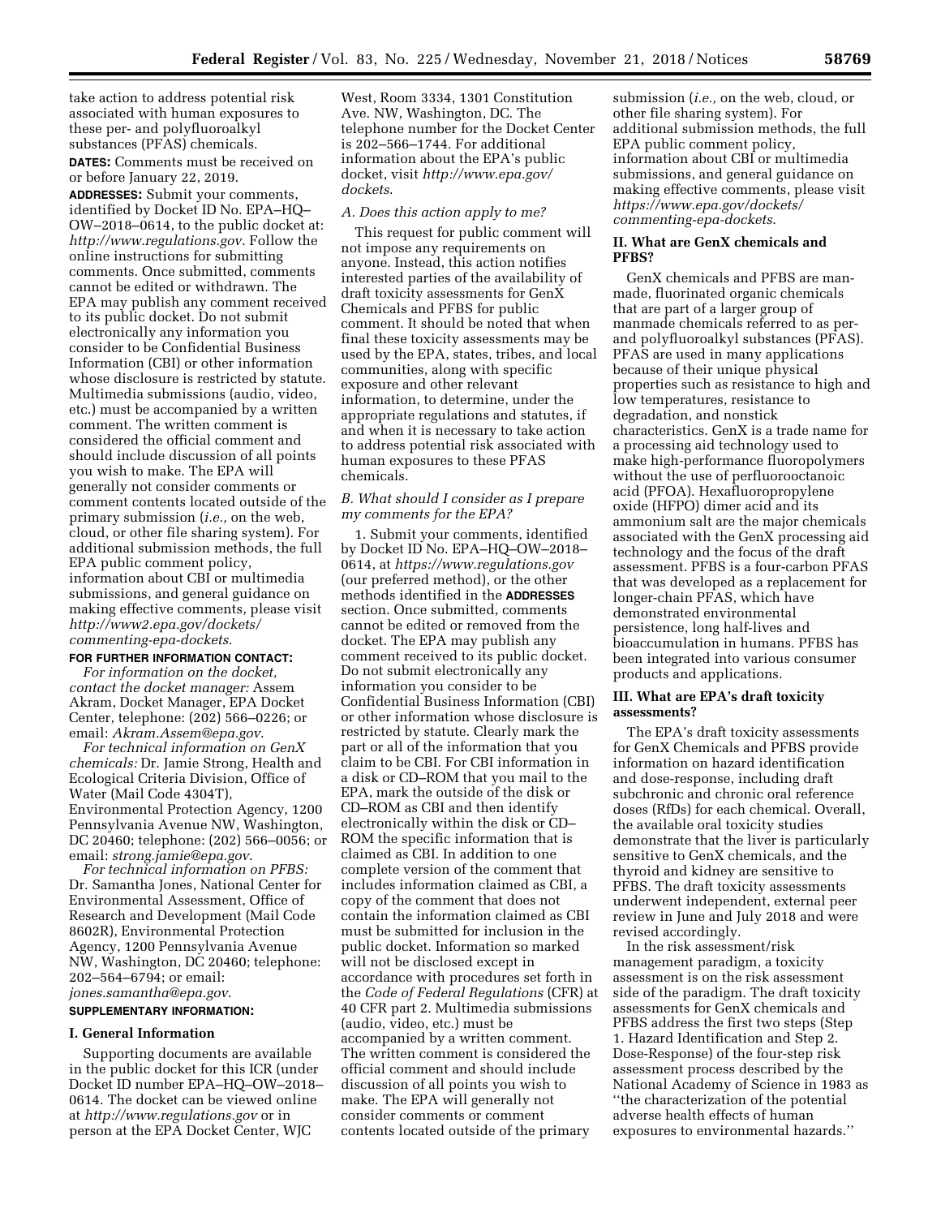take action to address potential risk associated with human exposures to these per- and polyfluoroalkyl substances (PFAS) chemicals.

**DATES:** Comments must be received on or before January 22, 2019.

**ADDRESSES:** Submit your comments, identified by Docket ID No. EPA–HQ–OW–2018–0614, to the public docket at: *http://www.regulations.gov*. Follow the online instructions for submitting comments. Once submitted, comments cannot be edited or withdrawn. The EPA may publish any comment received to its public docket. Do not submit electronically any information you consider to be Confidential Business Information (CBI) or other information whose disclosure is restricted by statute. Multimedia submissions (audio, video, etc.) must be accompanied by a written comment. The written comment is considered the official comment and should include discussion of all points you wish to make. The EPA will generally not consider comments or comment contents located outside of the primary submission (*i.e.,* on the web, cloud, or other file sharing system). For additional submission methods, the full EPA public comment policy, information about CBI or multimedia submissions, and general guidance on making effective comments, please visit *http://www2.epa.gov/dockets/commenting-epa-dockets*.

**FOR FURTHER INFORMATION CONTACT:**

*For information on the docket, contact the docket manager:* Assem Akram, Docket Manager, EPA Docket Center, telephone: (202) 566–0226; or email: *Akram.Assem@epa.gov*.

*For technical information on GenX chemicals:* Dr. Jamie Strong, Health and Ecological Criteria Division, Office of Water (Mail Code 4304T), Environmental Protection Agency, 1200 Pennsylvania Avenue NW, Washington, DC 20460; telephone: (202) 566–0056; or email: *strong.jamie@epa.gov*.

*For technical information on PFBS:* Dr. Samantha Jones, National Center for Environmental Assessment, Office of Research and Development (Mail Code 8602R), Environmental Protection Agency, 1200 Pennsylvania Avenue NW, Washington, DC 20460; telephone: 202–564–6794; or email: *jones.samantha@epa.gov*.

**SUPPLEMENTARY INFORMATION:**

## I. General Information

Supporting documents are available in the public docket for this ICR (under Docket ID number EPA–HQ–OW–2018–0614. The docket can be viewed online at *http://www.regulations.gov* or in person at the EPA Docket Center, WJC West, Room 3334, 1301 Constitution Ave. NW, Washington, DC. The telephone number for the Docket Center is 202–566–1744. For additional information about the EPA's public docket, visit *http://www.epa.gov/dockets*.

### *A. Does this action apply to me?*

This request for public comment will not impose any requirements on anyone. Instead, this action notifies interested parties of the availability of draft toxicity assessments for GenX Chemicals and PFBS for public comment. It should be noted that when final these toxicity assessments may be used by the EPA, states, tribes, and local communities, along with specific exposure and other relevant information, to determine, under the appropriate regulations and statutes, if and when it is necessary to take action to address potential risk associated with human exposures to these PFAS chemicals.

### *B. What should I consider as I prepare my comments for the EPA?*

1. Submit your comments, identified by Docket ID No. EPA–HQ–OW–2018–0614, at *https://www.regulations.gov* (our preferred method), or the other methods identified in the **ADDRESSES** section. Once submitted, comments cannot be edited or removed from the docket. The EPA may publish any comment received to its public docket. Do not submit electronically any information you consider to be Confidential Business Information (CBI) or other information whose disclosure is restricted by statute. Clearly mark the part or all of the information that you claim to be CBI. For CBI information in a disk or CD–ROM that you mail to the EPA, mark the outside of the disk or CD–ROM as CBI and then identify electronically within the disk or CD–ROM the specific information that is claimed as CBI. In addition to one complete version of the comment that includes information claimed as CBI, a copy of the comment that does not contain the information claimed as CBI must be submitted for inclusion in the public docket. Information so marked will not be disclosed except in accordance with procedures set forth in the *Code of Federal Regulations* (CFR) at 40 CFR part 2. Multimedia submissions (audio, video, etc.) must be accompanied by a written comment. The written comment is considered the official comment and should include discussion of all points you wish to make. The EPA will generally not consider comments or comment contents located outside of the primary submission (*i.e.,* on the web, cloud, or other file sharing system). For additional submission methods, the full EPA public comment policy, information about CBI or multimedia submissions, and general guidance on making effective comments, please visit *https://www.epa.gov/dockets/commenting-epa-dockets*.

## II. What are GenX chemicals and PFBS?

GenX chemicals and PFBS are man-made, fluorinated organic chemicals that are part of a larger group of manmade chemicals referred to as per- and polyfluoroalkyl substances (PFAS). PFAS are used in many applications because of their unique physical properties such as resistance to high and low temperatures, resistance to degradation, and nonstick characteristics. GenX is a trade name for a processing aid technology used to make high-performance fluoropolymers without the use of perfluorooctanoic acid (PFOA). Hexafluoropropylene oxide (HFPO) dimer acid and its ammonium salt are the major chemicals associated with the GenX processing aid technology and the focus of the draft assessment. PFBS is a four-carbon PFAS that was developed as a replacement for longer-chain PFAS, which have demonstrated environmental persistence, long half-lives and bioaccumulation in humans. PFBS has been integrated into various consumer products and applications.

## III. What are EPA's draft toxicity assessments?

The EPA's draft toxicity assessments for GenX Chemicals and PFBS provide information on hazard identification and dose-response, including draft subchronic and chronic oral reference doses (RfDs) for each chemical. Overall, the available oral toxicity studies demonstrate that the liver is particularly sensitive to GenX chemicals, and the thyroid and kidney are sensitive to PFBS. The draft toxicity assessments underwent independent, external peer review in June and July 2018 and were revised accordingly.

In the risk assessment/risk management paradigm, a toxicity assessment is on the risk assessment side of the paradigm. The draft toxicity assessments for GenX chemicals and PFBS address the first two steps (Step 1. Hazard Identification and Step 2. Dose-Response) of the four-step risk assessment process described by the National Academy of Science in 1983 as ''the characterization of the potential adverse health effects of human exposures to environmental hazards.''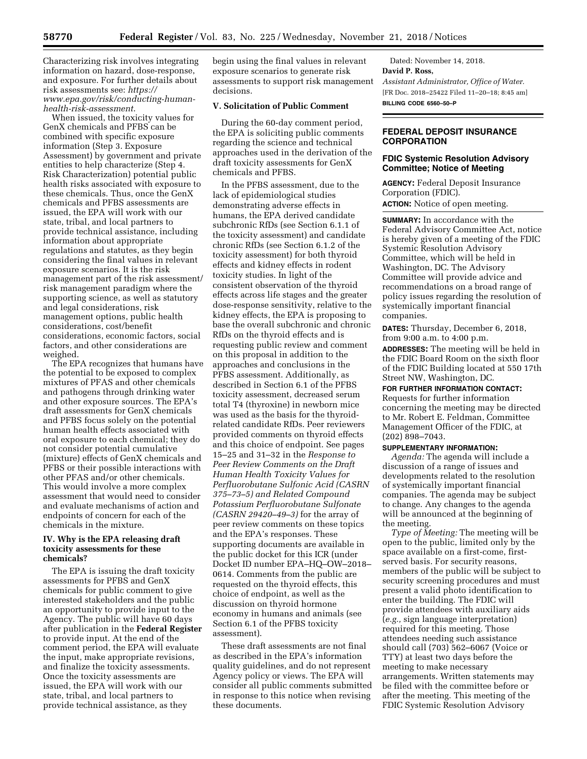Characterizing risk involves integrating information on hazard, dose-response, and exposure. For further details about risk assessments see: *https://www.epa.gov/risk/conducting-human-health-risk-assessment.*

When issued, the toxicity values for GenX chemicals and PFBS can be combined with specific exposure information (Step 3. Exposure Assessment) by government and private entities to help characterize (Step 4. Risk Characterization) potential public health risks associated with exposure to these chemicals. Thus, once the GenX chemicals and PFBS assessments are issued, the EPA will work with our state, tribal, and local partners to provide technical assistance, including information about appropriate regulations and statutes, as they begin considering the final values in relevant exposure scenarios. It is the risk management part of the risk assessment/risk management paradigm where the supporting science, as well as statutory and legal considerations, risk management options, public health considerations, cost/benefit considerations, economic factors, social factors, and other considerations are weighed.

The EPA recognizes that humans have the potential to be exposed to complex mixtures of PFAS and other chemicals and pathogens through drinking water and other exposure sources. The EPA's draft assessments for GenX chemicals and PFBS focus solely on the potential human health effects associated with oral exposure to each chemical; they do not consider potential cumulative (mixture) effects of GenX chemicals and PFBS or their possible interactions with other PFAS and/or other chemicals. This would involve a more complex assessment that would need to consider and evaluate mechanisms of action and endpoints of concern for each of the chemicals in the mixture.

## IV. Why is the EPA releasing draft toxicity assessments for these chemicals?

The EPA is issuing the draft toxicity assessments for PFBS and GenX chemicals for public comment to give interested stakeholders and the public an opportunity to provide input to the Agency. The public will have 60 days after publication in the **Federal Register** to provide input. At the end of the comment period, the EPA will evaluate the input, make appropriate revisions, and finalize the toxicity assessments. Once the toxicity assessments are issued, the EPA will work with our state, tribal, and local partners to provide technical assistance, as they begin using the final values in relevant exposure scenarios to generate risk assessments to support risk management decisions.

## V. Solicitation of Public Comment

During the 60-day comment period, the EPA is soliciting public comments regarding the science and technical approaches used in the derivation of the draft toxicity assessments for GenX chemicals and PFBS.

In the PFBS assessment, due to the lack of epidemiological studies demonstrating adverse effects in humans, the EPA derived candidate subchronic RfDs (see Section 6.1.1 of the toxicity assessment) and candidate chronic RfDs (see Section 6.1.2 of the toxicity assessment) for both thyroid effects and kidney effects in rodent toxicity studies. In light of the consistent observation of the thyroid effects across life stages and the greater dose-response sensitivity, relative to the kidney effects, the EPA is proposing to base the overall subchronic and chronic RfDs on the thyroid effects and is requesting public review and comment on this proposal in addition to the approaches and conclusions in the PFBS assessment. Additionally, as described in Section 6.1 of the PFBS toxicity assessment, decreased serum total T4 (thyroxine) in newborn mice was used as the basis for the thyroid-related candidate RfDs. Peer reviewers provided comments on thyroid effects and this choice of endpoint. See pages 15–25 and 31–32 in the *Response to Peer Review Comments on the Draft Human Health Toxicity Values for Perfluorobutane Sulfonic Acid (CASRN 375–73–5) and Related Compound Potassium Perfluorobutane Sulfonate (CASRN 29420–49–3)* for the array of peer review comments on these topics and the EPA's responses. These supporting documents are available in the public docket for this ICR (under Docket ID number EPA–HQ–OW–2018–0614. Comments from the public are requested on the thyroid effects, this choice of endpoint, as well as the discussion on thyroid hormone economy in humans and animals (see Section 6.1 of the PFBS toxicity assessment).

These draft assessments are not final as described in the EPA's information quality guidelines, and do not represent Agency policy or views. The EPA will consider all public comments submitted in response to this notice when revising these documents.

Dated: November 14, 2018.

**David P. Ross,**

*Assistant Administrator, Office of Water.*

[FR Doc. 2018–25422 Filed 11–20–18; 8:45 am]

**BILLING CODE 6560–50–P**

## FEDERAL DEPOSIT INSURANCE CORPORATION

### FDIC Systemic Resolution Advisory Committee; Notice of Meeting

**AGENCY:** Federal Deposit Insurance Corporation (FDIC).

**ACTION:** Notice of open meeting.

**SUMMARY:** In accordance with the Federal Advisory Committee Act, notice is hereby given of a meeting of the FDIC Systemic Resolution Advisory Committee, which will be held in Washington, DC. The Advisory Committee will provide advice and recommendations on a broad range of policy issues regarding the resolution of systemically important financial companies.

**DATES:** Thursday, December 6, 2018, from 9:00 a.m. to 4:00 p.m.

**ADDRESSES:** The meeting will be held in the FDIC Board Room on the sixth floor of the FDIC Building located at 550 17th Street NW, Washington, DC.

**FOR FURTHER INFORMATION CONTACT:** Requests for further information concerning the meeting may be directed to Mr. Robert E. Feldman, Committee Management Officer of the FDIC, at (202) 898–7043.

**SUPPLEMENTARY INFORMATION:**

*Agenda:* The agenda will include a discussion of a range of issues and developments related to the resolution of systemically important financial companies. The agenda may be subject to change. Any changes to the agenda will be announced at the beginning of the meeting.

*Type of Meeting:* The meeting will be open to the public, limited only by the space available on a first-come, first-served basis. For security reasons, members of the public will be subject to security screening procedures and must present a valid photo identification to enter the building. The FDIC will provide attendees with auxiliary aids (*e.g.,* sign language interpretation) required for this meeting. Those attendees needing such assistance should call (703) 562–6067 (Voice or TTY) at least two days before the meeting to make necessary arrangements. Written statements may be filed with the committee before or after the meeting. This meeting of the FDIC Systemic Resolution Advisory